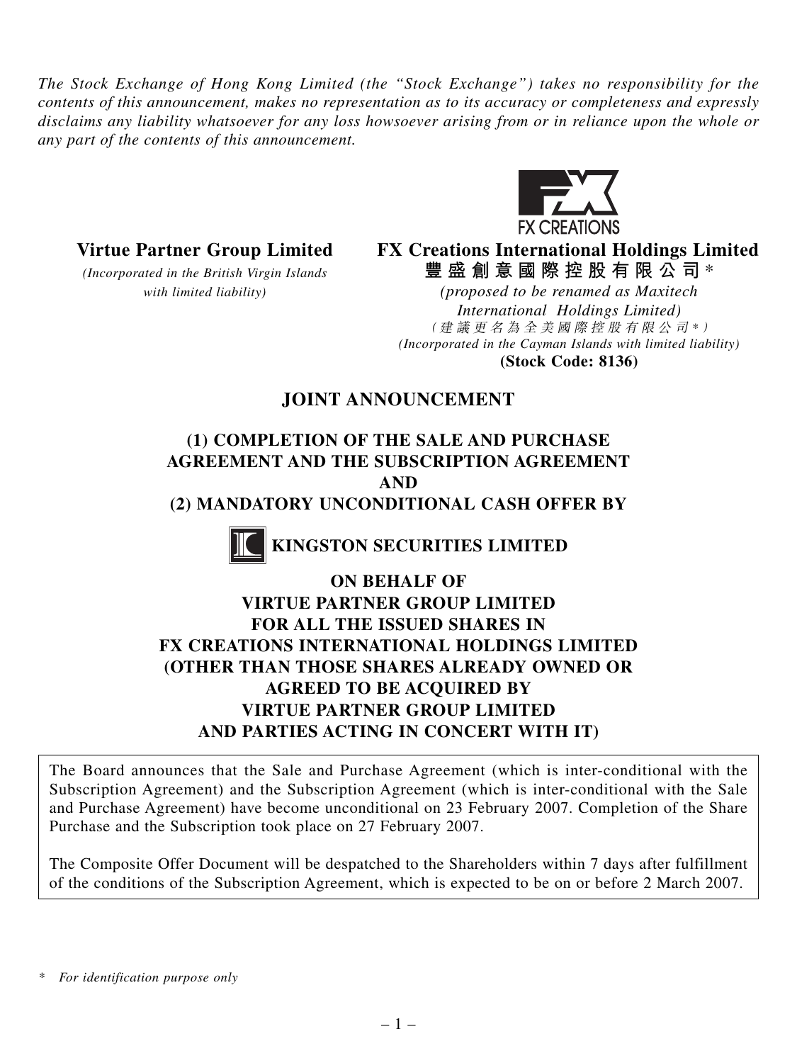*The Stock Exchange of Hong Kong Limited (the "Stock Exchange") takes no responsibility for the contents of this announcement, makes no representation as to its accuracy or completeness and expressly disclaims any liability whatsoever for any loss howsoever arising from or in reliance upon the whole or any part of the contents of this announcement.*

FX CREATIONS

**Virtue Partner Group Limited**

*(Incorporated in the British Virgin Islands with limited liability)*

**FX Creations International Holdings Limited**

**豐盛創意國際控股有限公司***

*(proposed to be renamed as Maxitech International Holdings Limited)*

*(建議更名為全美國際控股有限公司*)*

*(Incorporated in the Cayman Islands with limited liability)*

**(Stock Code: 8136)**

# JOINT ANNOUNCEMENT

## (1) COMPLETION OF THE SALE AND PURCHASE AGREEMENT AND THE SUBSCRIPTION AGREEMENT AND (2) MANDATORY UNCONDITIONAL CASH OFFER BY KINGSTON SECURITIES LIMITED ON BEHALF OF VIRTUE PARTNER GROUP LIMITED FOR ALL THE ISSUED SHARES IN FX CREATIONS INTERNATIONAL HOLDINGS LIMITED (OTHER THAN THOSE SHARES ALREADY OWNED OR AGREED TO BE ACQUIRED BY VIRTUE PARTNER GROUP LIMITED AND PARTIES ACTING IN CONCERT WITH IT)

The Board announces that the Sale and Purchase Agreement (which is inter-conditional with the Subscription Agreement) and the Subscription Agreement (which is inter-conditional with the Sale and Purchase Agreement) have become unconditional on 23 February 2007. Completion of the Share Purchase and the Subscription took place on 27 February 2007.

The Composite Offer Document will be despatched to the Shareholders within 7 days after fulfillment of the conditions of the Subscription Agreement, which is expected to be on or before 2 March 2007.

\* *For identification purpose only*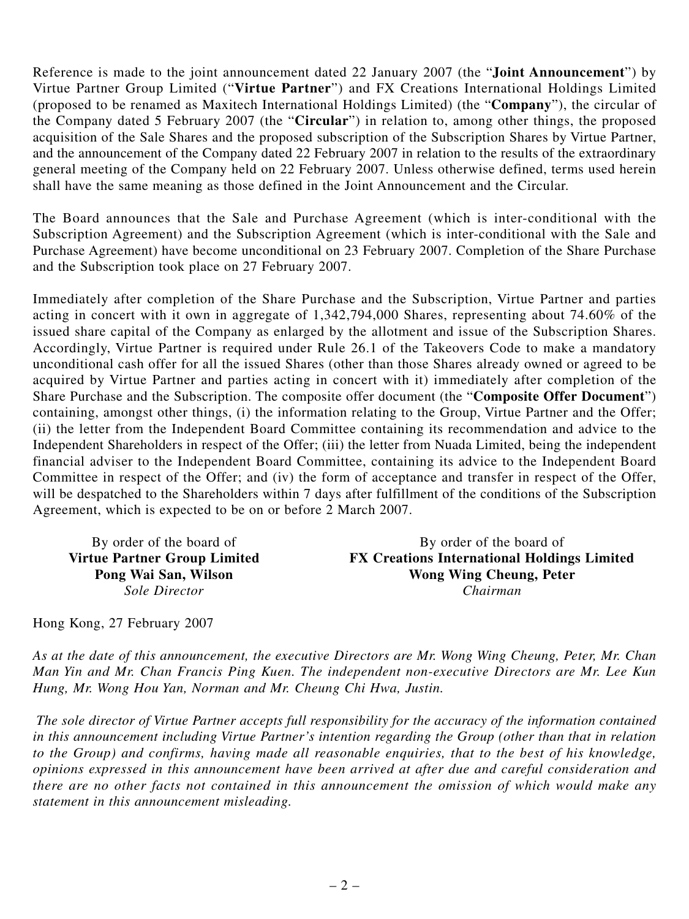Reference is made to the joint announcement dated 22 January 2007 (the "**Joint Announcement**") by Virtue Partner Group Limited ("**Virtue Partner**") and FX Creations International Holdings Limited (proposed to be renamed as Maxitech International Holdings Limited) (the "**Company**"), the circular of the Company dated 5 February 2007 (the "**Circular**") in relation to, among other things, the proposed acquisition of the Sale Shares and the proposed subscription of the Subscription Shares by Virtue Partner, and the announcement of the Company dated 22 February 2007 in relation to the results of the extraordinary general meeting of the Company held on 22 February 2007. Unless otherwise defined, terms used herein shall have the same meaning as those defined in the Joint Announcement and the Circular.

The Board announces that the Sale and Purchase Agreement (which is inter-conditional with the Subscription Agreement) and the Subscription Agreement (which is inter-conditional with the Sale and Purchase Agreement) have become unconditional on 23 February 2007. Completion of the Share Purchase and the Subscription took place on 27 February 2007.

Immediately after completion of the Share Purchase and the Subscription, Virtue Partner and parties acting in concert with it own in aggregate of 1,342,794,000 Shares, representing about 74.60% of the issued share capital of the Company as enlarged by the allotment and issue of the Subscription Shares. Accordingly, Virtue Partner is required under Rule 26.1 of the Takeovers Code to make a mandatory unconditional cash offer for all the issued Shares (other than those Shares already owned or agreed to be acquired by Virtue Partner and parties acting in concert with it) immediately after completion of the Share Purchase and the Subscription. The composite offer document (the "**Composite Offer Document**") containing, amongst other things, (i) the information relating to the Group, Virtue Partner and the Offer; (ii) the letter from the Independent Board Committee containing its recommendation and advice to the Independent Shareholders in respect of the Offer; (iii) the letter from Nuada Limited, being the independent financial adviser to the Independent Board Committee, containing its advice to the Independent Board Committee in respect of the Offer; and (iv) the form of acceptance and transfer in respect of the Offer, will be despatched to the Shareholders within 7 days after fulfillment of the conditions of the Subscription Agreement, which is expected to be on or before 2 March 2007.

By order of the board of
**Virtue Partner Group Limited**
**Pong Wai San, Wilson**
*Sole Director*

By order of the board of
**FX Creations International Holdings Limited**
**Wong Wing Cheung, Peter**
*Chairman*

Hong Kong, 27 February 2007

*As at the date of this announcement, the executive Directors are Mr. Wong Wing Cheung, Peter, Mr. Chan Man Yin and Mr. Chan Francis Ping Kuen. The independent non-executive Directors are Mr. Lee Kun Hung, Mr. Wong Hou Yan, Norman and Mr. Cheung Chi Hwa, Justin.*

*The sole director of Virtue Partner accepts full responsibility for the accuracy of the information contained in this announcement including Virtue Partner's intention regarding the Group (other than that in relation to the Group) and confirms, having made all reasonable enquiries, that to the best of his knowledge, opinions expressed in this announcement have been arrived at after due and careful consideration and there are no other facts not contained in this announcement the omission of which would make any statement in this announcement misleading.*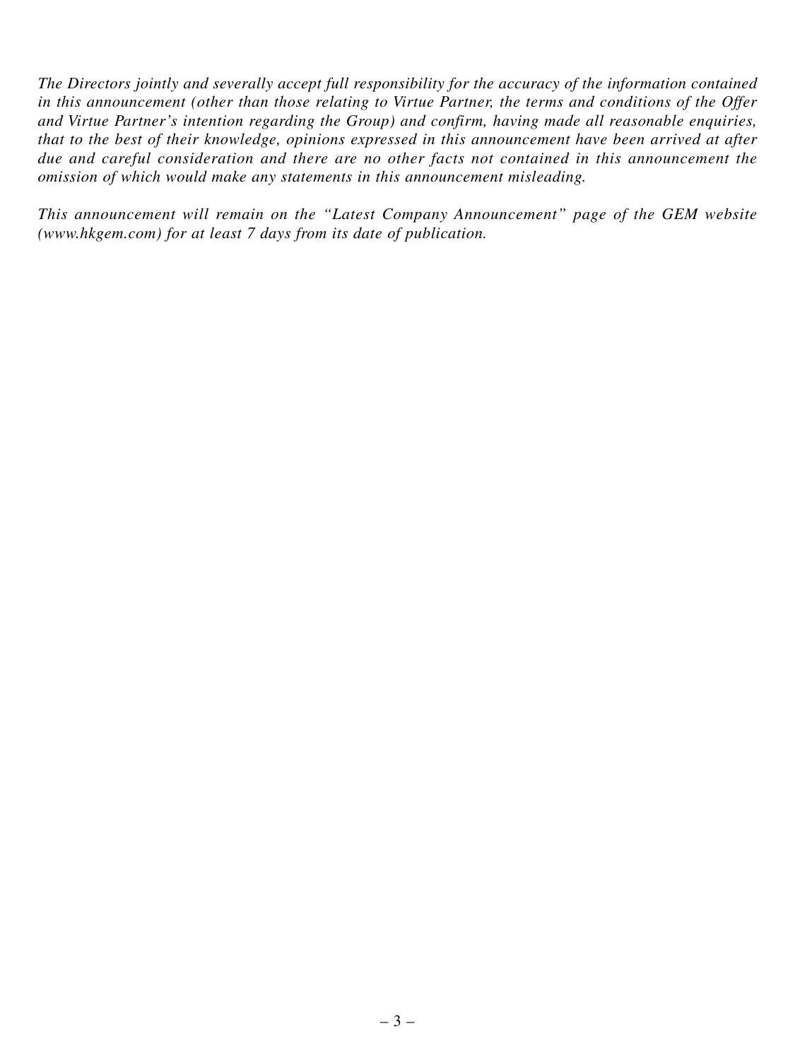*The Directors jointly and severally accept full responsibility for the accuracy of the information contained in this announcement (other than those relating to Virtue Partner, the terms and conditions of the Offer and Virtue Partner's intention regarding the Group) and confirm, having made all reasonable enquiries, that to the best of their knowledge, opinions expressed in this announcement have been arrived at after due and careful consideration and there are no other facts not contained in this announcement the omission of which would make any statements in this announcement misleading.*

*This announcement will remain on the "Latest Company Announcement" page of the GEM website (www.hkgem.com) for at least 7 days from its date of publication.*